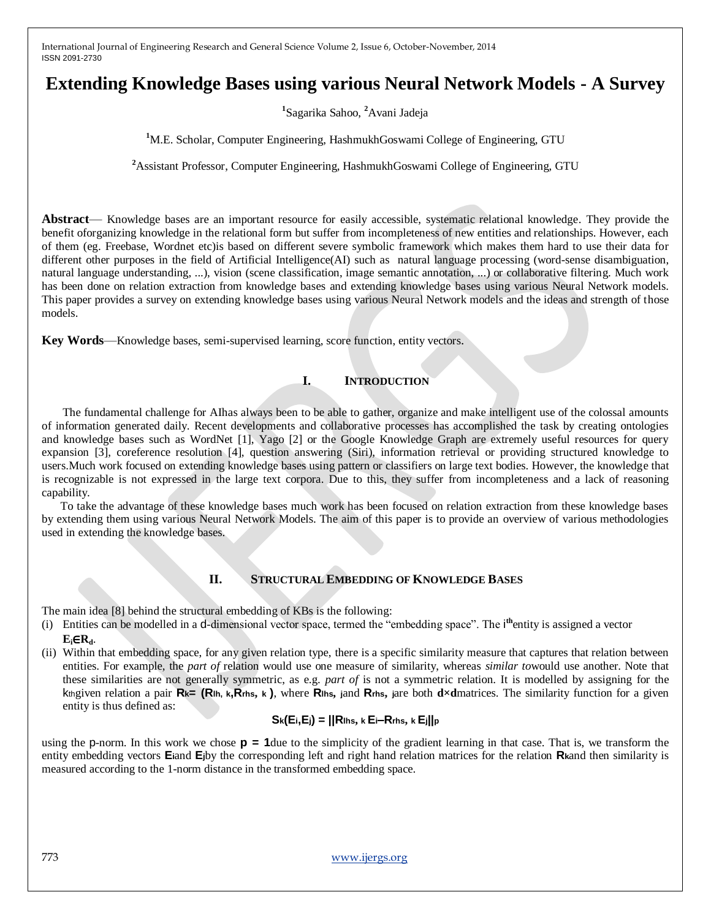# Extending Knowledge Bases using various Neural Network Models - A Survey

[1]Sagarika Sahoo, [2]Avani Jadeja

[1]M.E. Scholar, Computer Engineering, HashmukhGoswami College of Engineering, GTU

[2]Assistant Professor, Computer Engineering, HashmukhGoswami College of Engineering, GTU

**Abstract**— Knowledge bases are an important resource for easily accessible, systematic relational knowledge. They provide the benefit oforganizing knowledge in the relational form but suffer from incompleteness of new entities and relationships. However, each of them (eg. Freebase, Wordnet etc)is based on different severe symbolic framework which makes them hard to use their data for different other purposes in the field of Artificial Intelligence(AI) such as natural language processing (word-sense disambiguation, natural language understanding, ...), vision (scene classification, image semantic annotation, ...) or collaborative filtering. Much work has been done on relation extraction from knowledge bases and extending knowledge bases using various Neural Network models. This paper provides a survey on extending knowledge bases using various Neural Network models and the ideas and strength of those models.

**Key Words**—Knowledge bases, semi-supervised learning, score function, entity vectors.

## I. Introduction

The fundamental challenge for AIhas always been to be able to gather, organize and make intelligent use of the colossal amounts of information generated daily. Recent developments and collaborative processes has accomplished the task by creating ontologies and knowledge bases such as WordNet [1], Yago [2] or the Google Knowledge Graph are extremely useful resources for query expansion [3], coreference resolution [4], question answering (Siri), information retrieval or providing structured knowledge to users.Much work focused on extending knowledge bases using pattern or classifiers on large text bodies. However, the knowledge that is recognizable is not expressed in the large text corpora. Due to this, they suffer from incompleteness and a lack of reasoning capability.

To take the advantage of these knowledge bases much work has been focused on relation extraction from these knowledge bases by extending them using various Neural Network Models. The aim of this paper is to provide an overview of various methodologies used in extending the knowledge bases.

## II. Structural Embedding of Knowledge Bases

The main idea [8] behind the structural embedding of KBs is the following:

(i) Entities can be modelled in a d-dimensional vector space, termed the "embedding space". The $i^{th}$entity is assigned a vector $E_i \in R_d$.

(ii) Within that embedding space, for any given relation type, there is a specific similarity measure that captures that relation between entities. For example, the *part of* relation would use one measure of similarity, whereas *similar to*would use another. Note that these similarities are not generally symmetric, as e.g. *part of* is not a symmetric relation. It is modelled by assigning for the $k_{th}$given relation a pair $R_k = (R_{lh,k}, R_{rhs,k})$, where $R_{lhs,j}$and $R_{rhs,j}$are both $d \times d$matrices. The similarity function for a given entity is thus defined as:

$$S_k(E_i,E_j) = ||R_{lhs,k} E_i - R_{rhs,k} E_j||_p$$

using the p-norm. In this work we chose $p = 1$due to the simplicity of the gradient learning in that case. That is, we transform the entity embedding vectors $E_i$and $E_j$by the corresponding left and right hand relation matrices for the relation $R_k$and then similarity is measured according to the 1-norm distance in the transformed embedding space.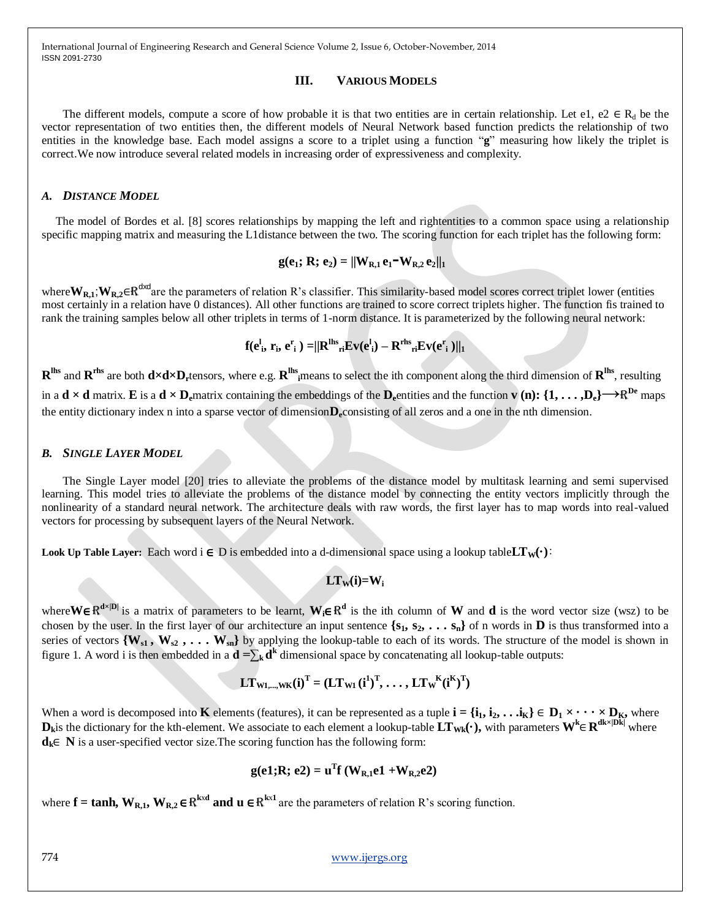## III. VARIOUS MODELS

The different models, compute a score of how probable it is that two entities are in certain relationship. Let e1, e2 ∈ $R_d$ be the vector representation of two entities then, the different models of Neural Network based function predicts the relationship of two entities in the knowledge base. Each model assigns a score to a triplet using a function "**g**" measuring how likely the triplet is correct.We now introduce several related models in increasing order of expressiveness and complexity.

### *A. DISTANCE MODEL*

The model of Bordes et al. [8] scores relationships by mapping the left and rightentities to a common space using a relationship specific mapping matrix and measuring the L1distance between the two. The scoring function for each triplet has the following form:

$$\mathbf{g(e_1; R; e_2) = \|W_{R,1}\, e_1 - W_{R,2}\, e_2\|_1}$$

where$\mathbf{W_{R,1}}$;$\mathbf{W_{R,2}}$∈$\mathbb{R}^{d\times d}$are the parameters of relation R's classifier. This similarity-based model scores correct triplet lower (entities most certainly in a relation have 0 distances). All other functions are trained to score correct triplets higher. The function fis trained to rank the training samples below all other triplets in terms of 1-norm distance. It is parameterized by the following neural network:

$$\mathbf{f(e^l_i, r_i, e^r_i) = \|R^{lhs}_{ri} E v(e^l_i) - R^{rhs}_{ri} E v(e^r_i)\|_1}$$

$\mathbf{R^{lhs}}$ and $\mathbf{R^{rhs}}$ are both $\mathbf{d{\times}d{\times}D_r}$tensors, where e.g. $\mathbf{R^{lhs}_i}$means to select the ith component along the third dimension of $\mathbf{R^{lhs}}$, resulting in a $\mathbf{d \times d}$ matrix. $\mathbf{E}$ is a $\mathbf{d \times D_e}$matrix containing the embeddings of the $\mathbf{D_e}$entities and the function $\mathbf{v(n): \{1, \ldots, D_e\} \longrightarrow \mathbb{R}^{De}}$ maps the entity dictionary index n into a sparse vector of dimension$\mathbf{D_e}$consisting of all zeros and a one in the nth dimension.

### *B. SINGLE LAYER MODEL*

The Single Layer model [20] tries to alleviate the problems of the distance model by multitask learning and semi supervised learning. This model tries to alleviate the problems of the distance model by connecting the entity vectors implicitly through the nonlinearity of a standard neural network. The architecture deals with raw words, the first layer has to map words into real-valued vectors for processing by subsequent layers of the Neural Network.

**Look Up Table Layer:** Each word i ∈ D is embedded into a d-dimensional space using a lookup table$\mathbf{LT_W(\cdot)}$:

$$\mathbf{LT_W(i) = W_i}$$

where$\mathbf{W} \in \mathbb{R}^{\mathbf{d\times|D|}}$ is a matrix of parameters to be learnt, $\mathbf{W_i} \in \mathbb{R}^{\mathbf{d}}$ is the ith column of $\mathbf{W}$ and $\mathbf{d}$ is the word vector size (wsz) to be chosen by the user. In the first layer of our architecture an input sentence $\mathbf{\{s_1, s_2, \ldots s_n\}}$ of n words in $\mathbf{D}$ is thus transformed into a series of vectors $\mathbf{\{W_{s1}, W_{s2}, \ldots W_{sn}\}}$ by applying the lookup-table to each of its words. The structure of the model is shown in figure 1. A word i is then embedded in a $\mathbf{d} = \sum_k \mathbf{d^k}$ dimensional space by concatenating all lookup-table outputs:

$$\mathbf{LT_{W1,\ldots,WK}(i)^T = (LT_{W1}(i^1)^T, \ldots, LT_{W^K}(i^K)^T)}$$

When a word is decomposed into $\mathbf{K}$ elements (features), it can be represented as a tuple $\mathbf{i = \{i_1, i_2, \ldots i_K\} \in D_1 \times \cdots \times D_K}$, where $\mathbf{D_k}$is the dictionary for the kth-element. We associate to each element a lookup-table $\mathbf{LT_{Wk}(\cdot)}$, with parameters $\mathbf{W^k \in R^{dk\times|Dk|}}$ where $\mathbf{d_k} \in$ **N** is a user-specified vector size.The scoring function has the following form:

$$\mathbf{g(e1;R;e2) = u^T f\,(W_{R,1}e1 + W_{R,2}e2)}$$

where $\mathbf{f = tanh}$, $\mathbf{W_{R,1}, W_{R,2}} \in \mathbb{R}^{\mathbf{k\times d}}$ **and** $\mathbf{u} \in \mathbb{R}^{\mathbf{k\times 1}}$ are the parameters of relation R's scoring function.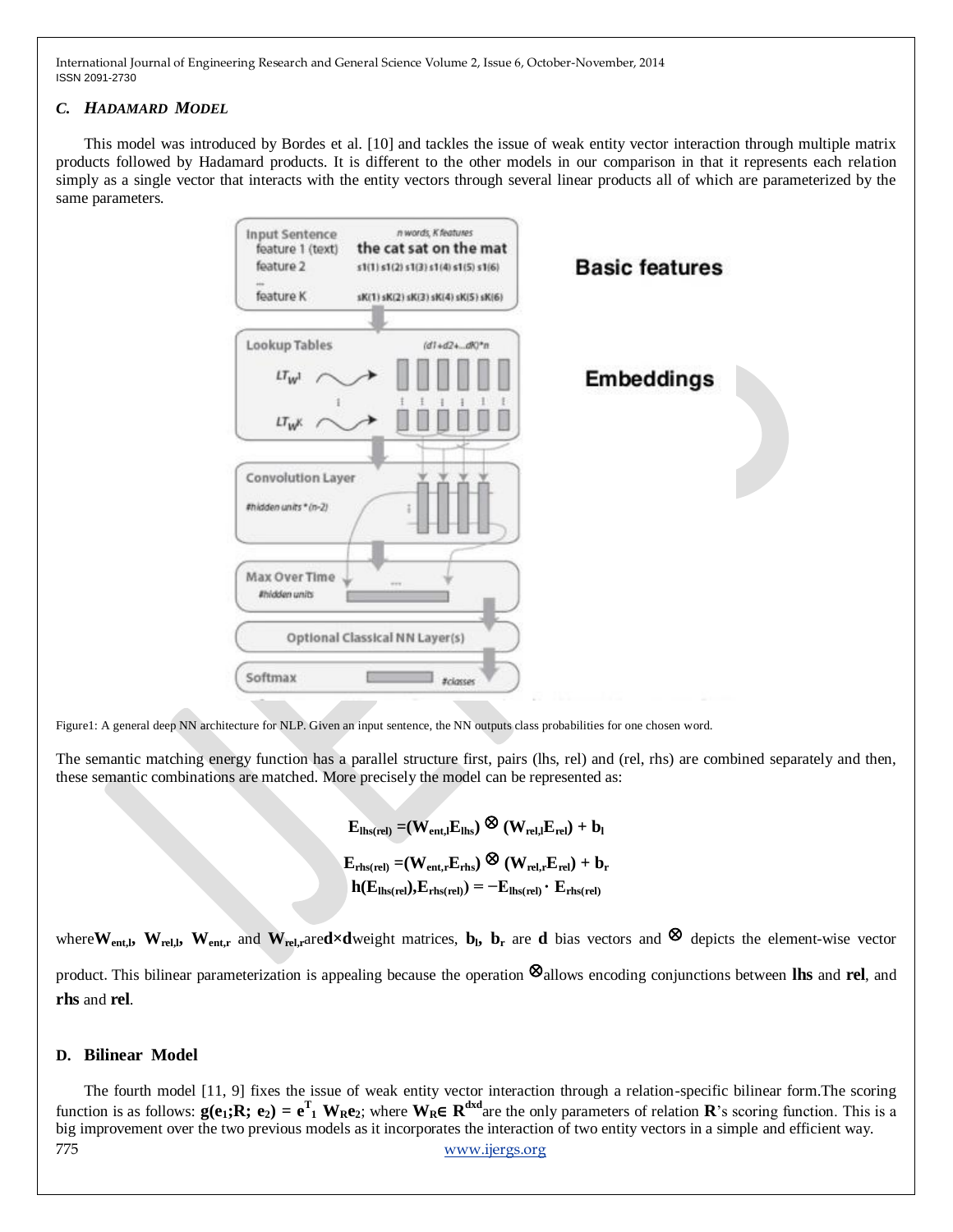### C. *Hadamard Model*

This model was introduced by Bordes et al. [10] and tackles the issue of weak entity vector interaction through multiple matrix products followed by Hadamard products. It is different to the other models in our comparison in that it represents each relation simply as a single vector that interacts with the entity vectors through several linear products all of which are parameterized by the same parameters.

Figure1: A general deep NN architecture for NLP. Given an input sentence, the NN outputs class probabilities for one chosen word.

The semantic matching energy function has a parallel structure first, pairs (lhs, rel) and (rel, rhs) are combined separately and then, these semantic combinations are matched. More precisely the model can be represented as:

$$\mathbf{E}_{\mathbf{lhs(rel)}} = (\mathbf{W}_{\mathbf{ent,l}}\mathbf{E}_{\mathbf{lhs}}) \otimes (\mathbf{W}_{\mathbf{rel,l}}\mathbf{E}_{\mathbf{rel}}) + \mathbf{b}_{\mathbf{l}}$$

$$\mathbf{E}_{\mathbf{rhs(rel)}} = (\mathbf{W}_{\mathbf{ent,r}}\mathbf{E}_{\mathbf{rhs}}) \otimes (\mathbf{W}_{\mathbf{rel,r}}\mathbf{E}_{\mathbf{rel}}) + \mathbf{b}_{\mathbf{r}}$$

$$\mathbf{h}(\mathbf{E}_{\mathbf{lhs(rel)}},\mathbf{E}_{\mathbf{rhs(rel)}}) = -\mathbf{E}_{\mathbf{lhs(rel)}} \cdot \mathbf{E}_{\mathbf{rhs(rel)}}$$

where $\mathbf{W}_{\mathbf{ent,l}}$, $\mathbf{W}_{\mathbf{rel,l}}$, $\mathbf{W}_{\mathbf{ent,r}}$ and $\mathbf{W}_{\mathbf{rel,r}}$ are $\mathbf{d}\times\mathbf{d}$ weight matrices, $\mathbf{b}_{\mathbf{l}}$, $\mathbf{b}_{\mathbf{r}}$ are $\mathbf{d}$ bias vectors and $\otimes$ depicts the element-wise vector product. This bilinear parameterization is appealing because the operation $\otimes$ allows encoding conjunctions between **lhs** and **rel**, and **rhs** and **rel**.

### D. Bilinear Model

The fourth model [11, 9] fixes the issue of weak entity vector interaction through a relation-specific bilinear form.The scoring function is as follows: $\mathbf{g}(\mathbf{e}_1;\mathbf{R};\ \mathbf{e}_2) = \mathbf{e}_1^{\mathbf{T}}\ \mathbf{W}_{\mathbf{R}}\mathbf{e}_2$; where $\mathbf{W}_{\mathbf{R}} \in \mathbf{R}^{\mathbf{dxd}}$ are the only parameters of relation **R**'s scoring function. This is a big improvement over the two previous models as it incorporates the interaction of two entity vectors in a simple and efficient way.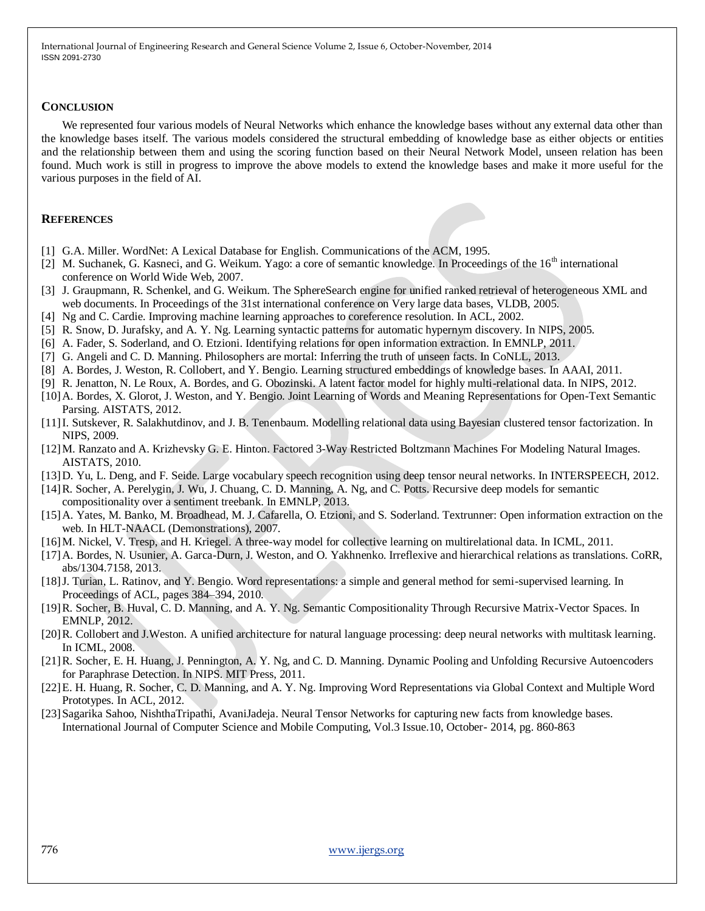## CONCLUSION

We represented four various models of Neural Networks which enhance the knowledge bases without any external data other than the knowledge bases itself. The various models considered the structural embedding of knowledge base as either objects or entities and the relationship between them and using the scoring function based on their Neural Network Model, unseen relation has been found. Much work is still in progress to improve the above models to extend the knowledge bases and make it more useful for the various purposes in the field of AI.

## REFERENCES

- [1] G.A. Miller. WordNet: A Lexical Database for English. Communications of the ACM, 1995.
- [2] M. Suchanek, G. Kasneci, and G. Weikum. Yago: a core of semantic knowledge. In Proceedings of the 16th international conference on World Wide Web, 2007.
- [3] J. Graupmann, R. Schenkel, and G. Weikum. The SphereSearch engine for unified ranked retrieval of heterogeneous XML and web documents. In Proceedings of the 31st international conference on Very large data bases, VLDB, 2005.
- [4] Ng and C. Cardie. Improving machine learning approaches to coreference resolution. In ACL, 2002.
- [5] R. Snow, D. Jurafsky, and A. Y. Ng. Learning syntactic patterns for automatic hypernym discovery. In NIPS, 2005.
- [6] A. Fader, S. Soderland, and O. Etzioni. Identifying relations for open information extraction. In EMNLP, 2011.
- [7] G. Angeli and C. D. Manning. Philosophers are mortal: Inferring the truth of unseen facts. In CoNLL, 2013.
- [8] A. Bordes, J. Weston, R. Collobert, and Y. Bengio. Learning structured embeddings of knowledge bases. In AAAI, 2011.
- [9] R. Jenatton, N. Le Roux, A. Bordes, and G. Obozinski. A latent factor model for highly multi-relational data. In NIPS, 2012.
- [10] A. Bordes, X. Glorot, J. Weston, and Y. Bengio. Joint Learning of Words and Meaning Representations for Open-Text Semantic Parsing. AISTATS, 2012.
- [11] I. Sutskever, R. Salakhutdinov, and J. B. Tenenbaum. Modelling relational data using Bayesian clustered tensor factorization. In NIPS, 2009.
- [12] M. Ranzato and A. Krizhevsky G. E. Hinton. Factored 3-Way Restricted Boltzmann Machines For Modeling Natural Images. AISTATS, 2010.
- [13] D. Yu, L. Deng, and F. Seide. Large vocabulary speech recognition using deep tensor neural networks. In INTERSPEECH, 2012.
- [14] R. Socher, A. Perelygin, J. Wu, J. Chuang, C. D. Manning, A. Ng, and C. Potts. Recursive deep models for semantic compositionality over a sentiment treebank. In EMNLP, 2013.
- [15] A. Yates, M. Banko, M. Broadhead, M. J. Cafarella, O. Etzioni, and S. Soderland. Textrunner: Open information extraction on the web. In HLT-NAACL (Demonstrations), 2007.
- [16] M. Nickel, V. Tresp, and H. Kriegel. A three-way model for collective learning on multirelational data. In ICML, 2011.
- [17] A. Bordes, N. Usunier, A. Garca-Durn, J. Weston, and O. Yakhnenko. Irreflexive and hierarchical relations as translations. CoRR, abs/1304.7158, 2013.
- [18] J. Turian, L. Ratinov, and Y. Bengio. Word representations: a simple and general method for semi-supervised learning. In Proceedings of ACL, pages 384–394, 2010.
- [19] R. Socher, B. Huval, C. D. Manning, and A. Y. Ng. Semantic Compositionality Through Recursive Matrix-Vector Spaces. In EMNLP, 2012.
- [20] R. Collobert and J.Weston. A unified architecture for natural language processing: deep neural networks with multitask learning. In ICML, 2008.
- [21] R. Socher, E. H. Huang, J. Pennington, A. Y. Ng, and C. D. Manning. Dynamic Pooling and Unfolding Recursive Autoencoders for Paraphrase Detection. In NIPS. MIT Press, 2011.
- [22] E. H. Huang, R. Socher, C. D. Manning, and A. Y. Ng. Improving Word Representations via Global Context and Multiple Word Prototypes. In ACL, 2012.
- [23] Sagarika Sahoo, NishthaTripathi, AvaniJadeja. Neural Tensor Networks for capturing new facts from knowledge bases. International Journal of Computer Science and Mobile Computing, Vol.3 Issue.10, October- 2014, pg. 860-863